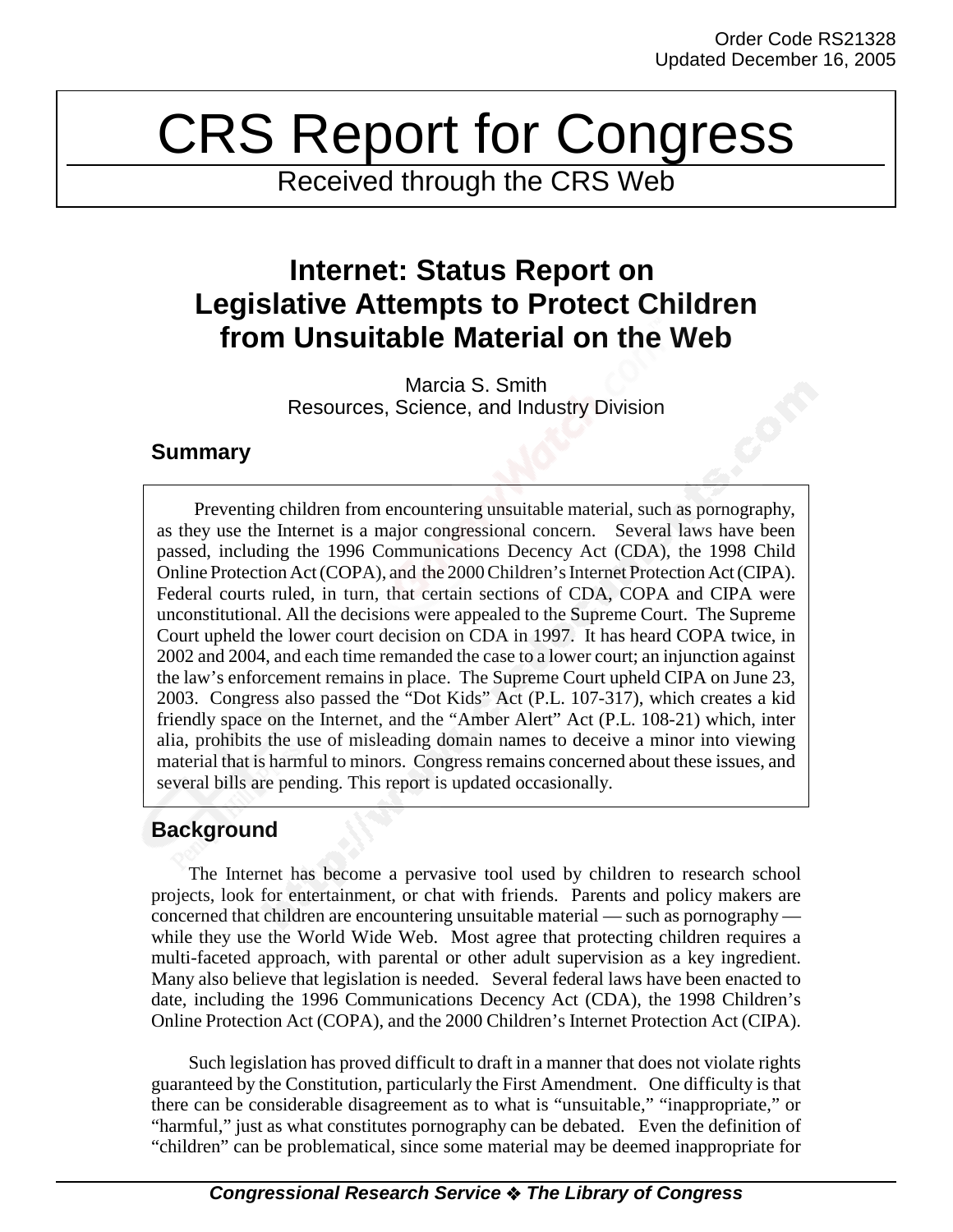Order Code RS21328
Updated December 16, 2005

# CRS Report for Congress

Received through the CRS Web

# Internet: Status Report on Legislative Attempts to Protect Children from Unsuitable Material on the Web

Marcia S. Smith
Resources, Science, and Industry Division

## Summary

Preventing children from encountering unsuitable material, such as pornography, as they use the Internet is a major congressional concern. Several laws have been passed, including the 1996 Communications Decency Act (CDA), the 1998 Child Online Protection Act (COPA), and the 2000 Children's Internet Protection Act (CIPA). Federal courts ruled, in turn, that certain sections of CDA, COPA and CIPA were unconstitutional. All the decisions were appealed to the Supreme Court. The Supreme Court upheld the lower court decision on CDA in 1997. It has heard COPA twice, in 2002 and 2004, and each time remanded the case to a lower court; an injunction against the law's enforcement remains in place. The Supreme Court upheld CIPA on June 23, 2003. Congress also passed the "Dot Kids" Act (P.L. 107-317), which creates a kid friendly space on the Internet, and the "Amber Alert" Act (P.L. 108-21) which, inter alia, prohibits the use of misleading domain names to deceive a minor into viewing material that is harmful to minors. Congress remains concerned about these issues, and several bills are pending. This report is updated occasionally.

## Background

The Internet has become a pervasive tool used by children to research school projects, look for entertainment, or chat with friends. Parents and policy makers are concerned that children are encountering unsuitable material — such as pornography — while they use the World Wide Web. Most agree that protecting children requires a multi-faceted approach, with parental or other adult supervision as a key ingredient. Many also believe that legislation is needed. Several federal laws have been enacted to date, including the 1996 Communications Decency Act (CDA), the 1998 Children's Online Protection Act (COPA), and the 2000 Children's Internet Protection Act (CIPA).

Such legislation has proved difficult to draft in a manner that does not violate rights guaranteed by the Constitution, particularly the First Amendment. One difficulty is that there can be considerable disagreement as to what is "unsuitable," "inappropriate," or "harmful," just as what constitutes pornography can be debated. Even the definition of "children" can be problematical, since some material may be deemed inappropriate for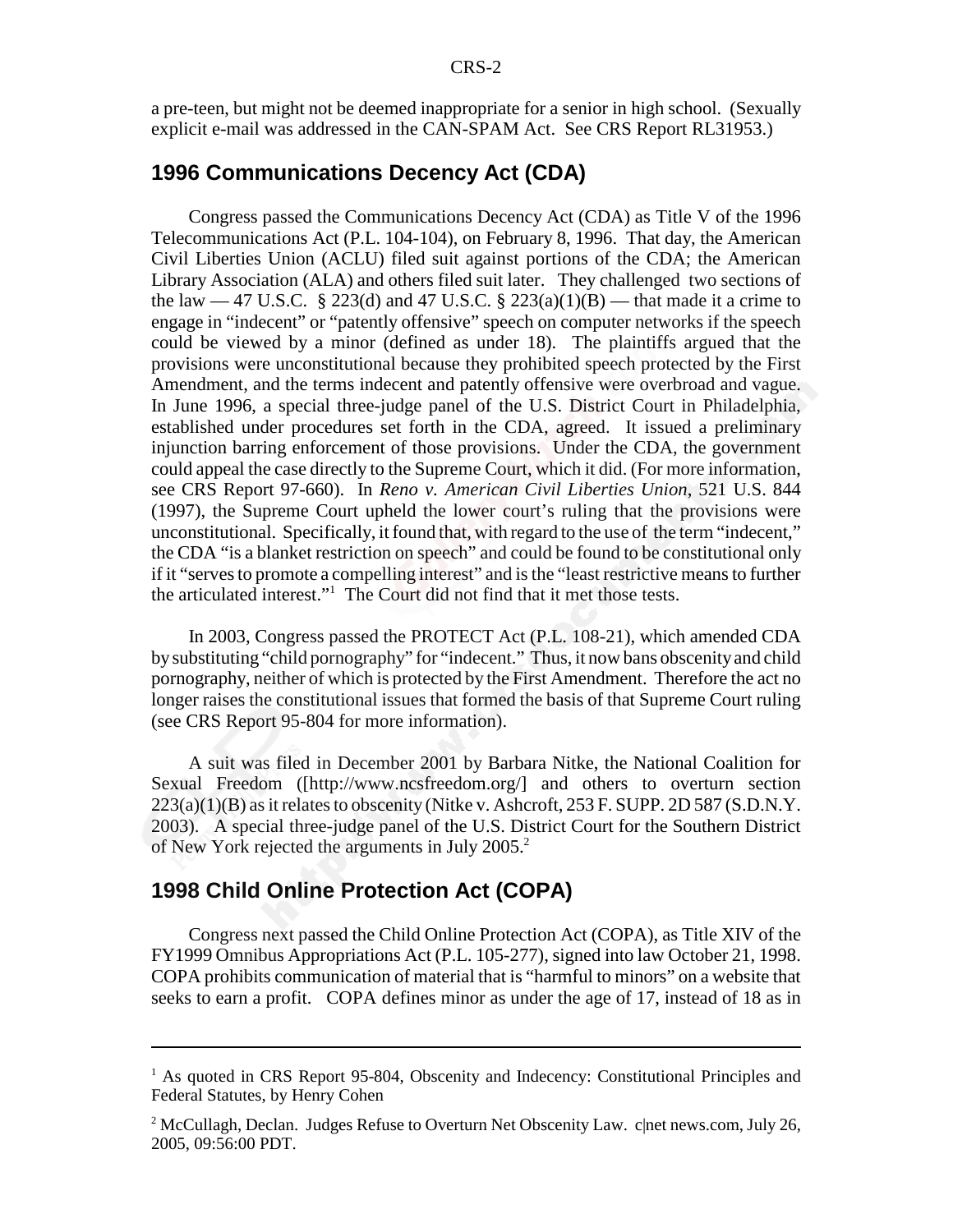a pre-teen, but might not be deemed inappropriate for a senior in high school. (Sexually explicit e-mail was addressed in the CAN-SPAM Act. See CRS Report RL31953.)

## 1996 Communications Decency Act (CDA)

Congress passed the Communications Decency Act (CDA) as Title V of the 1996 Telecommunications Act (P.L. 104-104), on February 8, 1996. That day, the American Civil Liberties Union (ACLU) filed suit against portions of the CDA; the American Library Association (ALA) and others filed suit later. They challenged two sections of the law — 47 U.S.C. § 223(d) and 47 U.S.C. § 223(a)(1)(B) — that made it a crime to engage in "indecent" or "patently offensive" speech on computer networks if the speech could be viewed by a minor (defined as under 18). The plaintiffs argued that the provisions were unconstitutional because they prohibited speech protected by the First Amendment, and the terms indecent and patently offensive were overbroad and vague. In June 1996, a special three-judge panel of the U.S. District Court in Philadelphia, established under procedures set forth in the CDA, agreed. It issued a preliminary injunction barring enforcement of those provisions. Under the CDA, the government could appeal the case directly to the Supreme Court, which it did. (For more information, see CRS Report 97-660). In *Reno v. American Civil Liberties Union*, 521 U.S. 844 (1997), the Supreme Court upheld the lower court's ruling that the provisions were unconstitutional. Specifically, it found that, with regard to the use of the term "indecent," the CDA "is a blanket restriction on speech" and could be found to be constitutional only if it "serves to promote a compelling interest" and is the "least restrictive means to further the articulated interest."[1] The Court did not find that it met those tests.

In 2003, Congress passed the PROTECT Act (P.L. 108-21), which amended CDA by substituting "child pornography" for "indecent." Thus, it now bans obscenity and child pornography, neither of which is protected by the First Amendment. Therefore the act no longer raises the constitutional issues that formed the basis of that Supreme Court ruling (see CRS Report 95-804 for more information).

A suit was filed in December 2001 by Barbara Nitke, the National Coalition for Sexual Freedom ([http://www.ncsfreedom.org/] and others to overturn section 223(a)(1)(B) as it relates to obscenity (Nitke v. Ashcroft, 253 F. SUPP. 2D 587 (S.D.N.Y. 2003). A special three-judge panel of the U.S. District Court for the Southern District of New York rejected the arguments in July 2005.[2]

## 1998 Child Online Protection Act (COPA)

Congress next passed the Child Online Protection Act (COPA), as Title XIV of the FY1999 Omnibus Appropriations Act (P.L. 105-277), signed into law October 21, 1998. COPA prohibits communication of material that is "harmful to minors" on a website that seeks to earn a profit. COPA defines minor as under the age of 17, instead of 18 as in

---

[1] As quoted in CRS Report 95-804, Obscenity and Indecency: Constitutional Principles and Federal Statutes, by Henry Cohen

[2] McCullagh, Declan. Judges Refuse to Overturn Net Obscenity Law. c|net news.com, July 26, 2005, 09:56:00 PDT.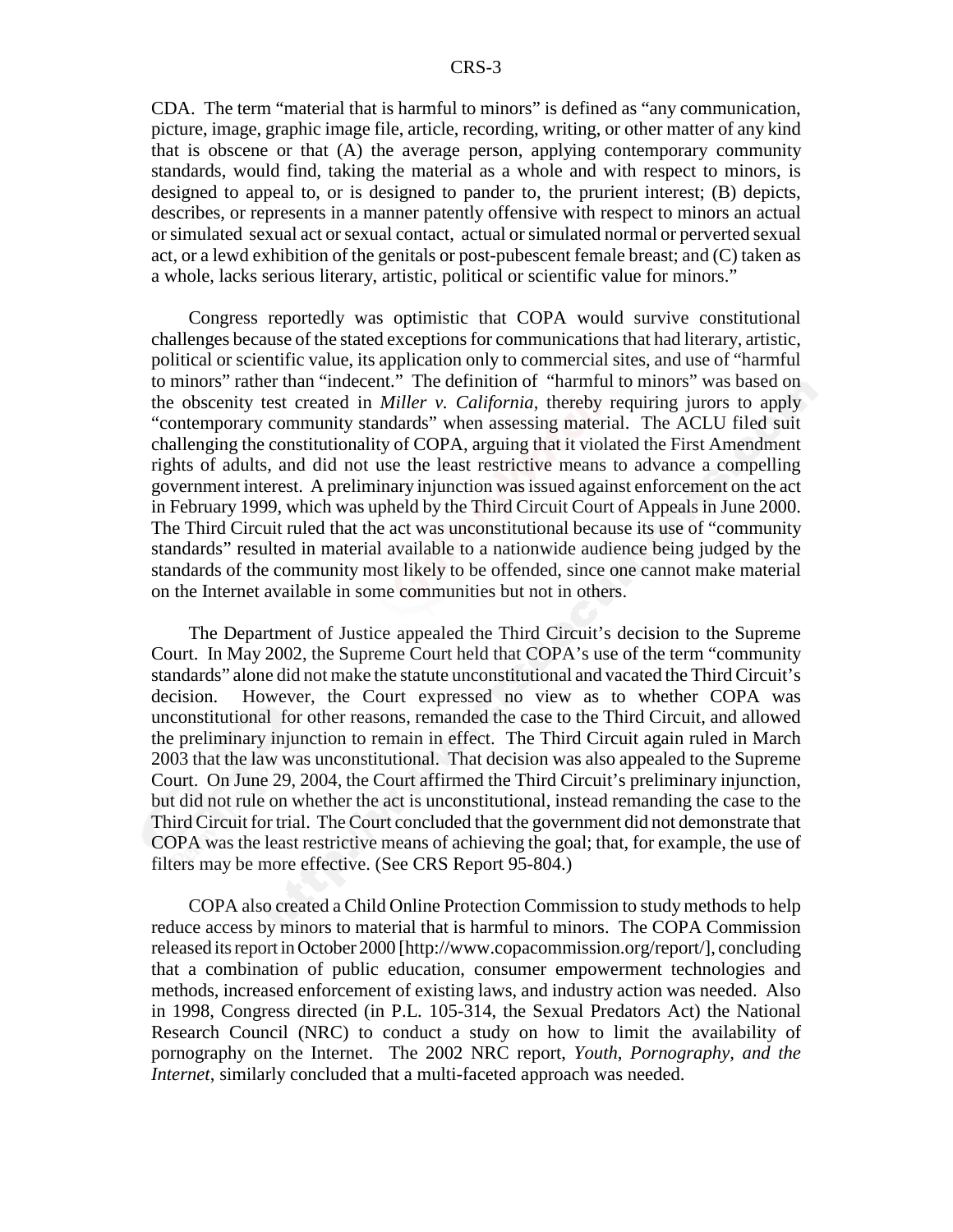CDA. The term "material that is harmful to minors" is defined as "any communication, picture, image, graphic image file, article, recording, writing, or other matter of any kind that is obscene or that (A) the average person, applying contemporary community standards, would find, taking the material as a whole and with respect to minors, is designed to appeal to, or is designed to pander to, the prurient interest; (B) depicts, describes, or represents in a manner patently offensive with respect to minors an actual or simulated sexual act or sexual contact, actual or simulated normal or perverted sexual act, or a lewd exhibition of the genitals or post-pubescent female breast; and (C) taken as a whole, lacks serious literary, artistic, political or scientific value for minors."

Congress reportedly was optimistic that COPA would survive constitutional challenges because of the stated exceptions for communications that had literary, artistic, political or scientific value, its application only to commercial sites, and use of "harmful to minors" rather than "indecent." The definition of "harmful to minors" was based on the obscenity test created in *Miller v. California*, thereby requiring jurors to apply "contemporary community standards" when assessing material. The ACLU filed suit challenging the constitutionality of COPA, arguing that it violated the First Amendment rights of adults, and did not use the least restrictive means to advance a compelling government interest. A preliminary injunction was issued against enforcement on the act in February 1999, which was upheld by the Third Circuit Court of Appeals in June 2000. The Third Circuit ruled that the act was unconstitutional because its use of "community standards" resulted in material available to a nationwide audience being judged by the standards of the community most likely to be offended, since one cannot make material on the Internet available in some communities but not in others.

The Department of Justice appealed the Third Circuit's decision to the Supreme Court. In May 2002, the Supreme Court held that COPA's use of the term "community standards" alone did not make the statute unconstitutional and vacated the Third Circuit's decision. However, the Court expressed no view as to whether COPA was unconstitutional for other reasons, remanded the case to the Third Circuit, and allowed the preliminary injunction to remain in effect. The Third Circuit again ruled in March 2003 that the law was unconstitutional. That decision was also appealed to the Supreme Court. On June 29, 2004, the Court affirmed the Third Circuit's preliminary injunction, but did not rule on whether the act is unconstitutional, instead remanding the case to the Third Circuit for trial. The Court concluded that the government did not demonstrate that COPA was the least restrictive means of achieving the goal; that, for example, the use of filters may be more effective. (See CRS Report 95-804.)

COPA also created a Child Online Protection Commission to study methods to help reduce access by minors to material that is harmful to minors. The COPA Commission released its report in October 2000 [http://www.copacommission.org/report/], concluding that a combination of public education, consumer empowerment technologies and methods, increased enforcement of existing laws, and industry action was needed. Also in 1998, Congress directed (in P.L. 105-314, the Sexual Predators Act) the National Research Council (NRC) to conduct a study on how to limit the availability of pornography on the Internet. The 2002 NRC report, *Youth, Pornography, and the Internet*, similarly concluded that a multi-faceted approach was needed.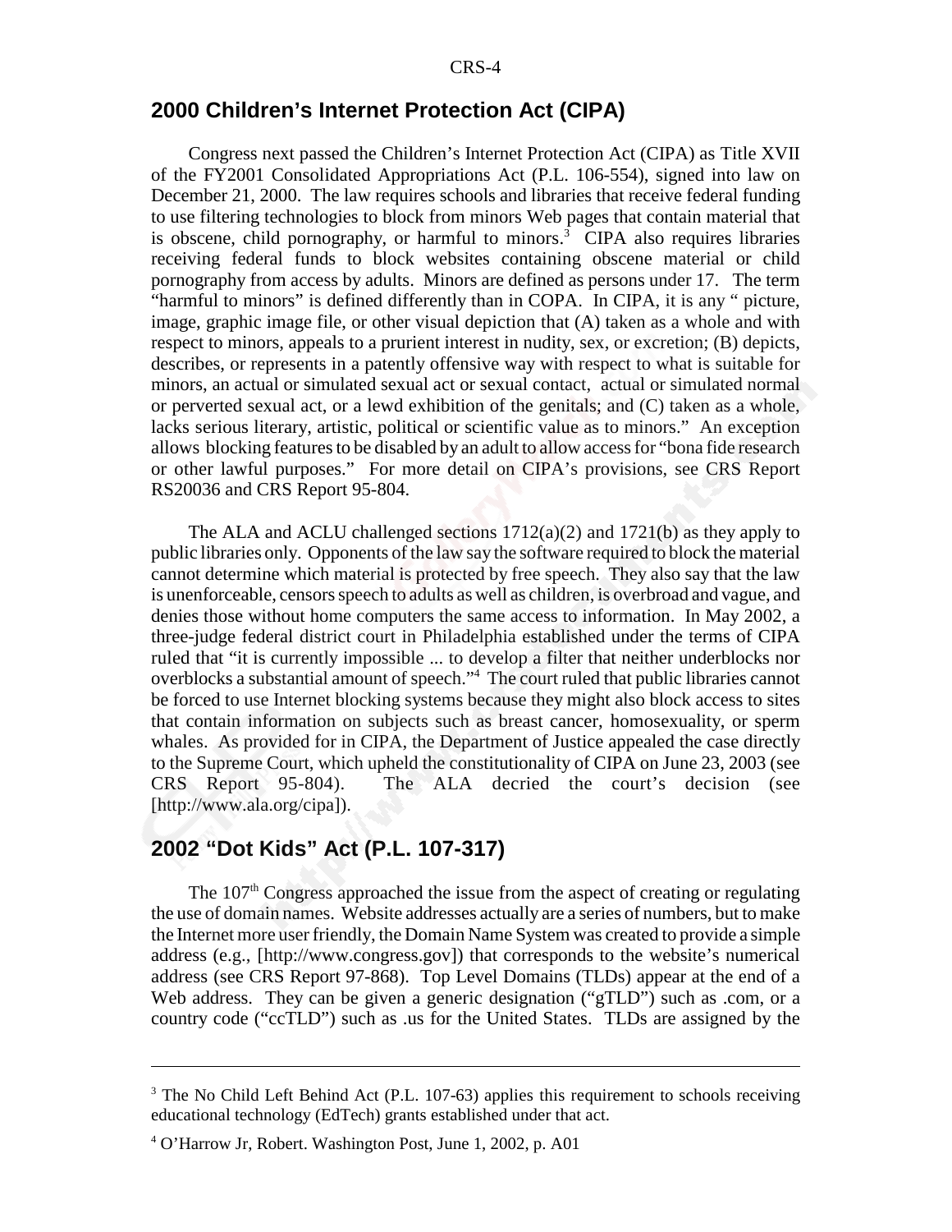## 2000 Children's Internet Protection Act (CIPA)

Congress next passed the Children's Internet Protection Act (CIPA) as Title XVII of the FY2001 Consolidated Appropriations Act (P.L. 106-554), signed into law on December 21, 2000. The law requires schools and libraries that receive federal funding to use filtering technologies to block from minors Web pages that contain material that is obscene, child pornography, or harmful to minors.[3] CIPA also requires libraries receiving federal funds to block websites containing obscene material or child pornography from access by adults. Minors are defined as persons under 17. The term "harmful to minors" is defined differently than in COPA. In CIPA, it is any " picture, image, graphic image file, or other visual depiction that (A) taken as a whole and with respect to minors, appeals to a prurient interest in nudity, sex, or excretion; (B) depicts, describes, or represents in a patently offensive way with respect to what is suitable for minors, an actual or simulated sexual act or sexual contact, actual or simulated normal or perverted sexual act, or a lewd exhibition of the genitals; and (C) taken as a whole, lacks serious literary, artistic, political or scientific value as to minors." An exception allows blocking features to be disabled by an adult to allow access for "bona fide research or other lawful purposes." For more detail on CIPA's provisions, see CRS Report RS20036 and CRS Report 95-804.

The ALA and ACLU challenged sections 1712(a)(2) and 1721(b) as they apply to public libraries only. Opponents of the law say the software required to block the material cannot determine which material is protected by free speech. They also say that the law is unenforceable, censors speech to adults as well as children, is overbroad and vague, and denies those without home computers the same access to information. In May 2002, a three-judge federal district court in Philadelphia established under the terms of CIPA ruled that "it is currently impossible ... to develop a filter that neither underblocks nor overblocks a substantial amount of speech."[4] The court ruled that public libraries cannot be forced to use Internet blocking systems because they might also block access to sites that contain information on subjects such as breast cancer, homosexuality, or sperm whales. As provided for in CIPA, the Department of Justice appealed the case directly to the Supreme Court, which upheld the constitutionality of CIPA on June 23, 2003 (see CRS Report 95-804). The ALA decried the court's decision (see [http://www.ala.org/cipa]).

## 2002 "Dot Kids" Act (P.L. 107-317)

The 107th Congress approached the issue from the aspect of creating or regulating the use of domain names. Website addresses actually are a series of numbers, but to make the Internet more user friendly, the Domain Name System was created to provide a simple address (e.g., [http://www.congress.gov]) that corresponds to the website's numerical address (see CRS Report 97-868). Top Level Domains (TLDs) appear at the end of a Web address. They can be given a generic designation ("gTLD") such as .com, or a country code ("ccTLD") such as .us for the United States. TLDs are assigned by the

---

[3] The No Child Left Behind Act (P.L. 107-63) applies this requirement to schools receiving educational technology (EdTech) grants established under that act.

[4] O'Harrow Jr, Robert. Washington Post, June 1, 2002, p. A01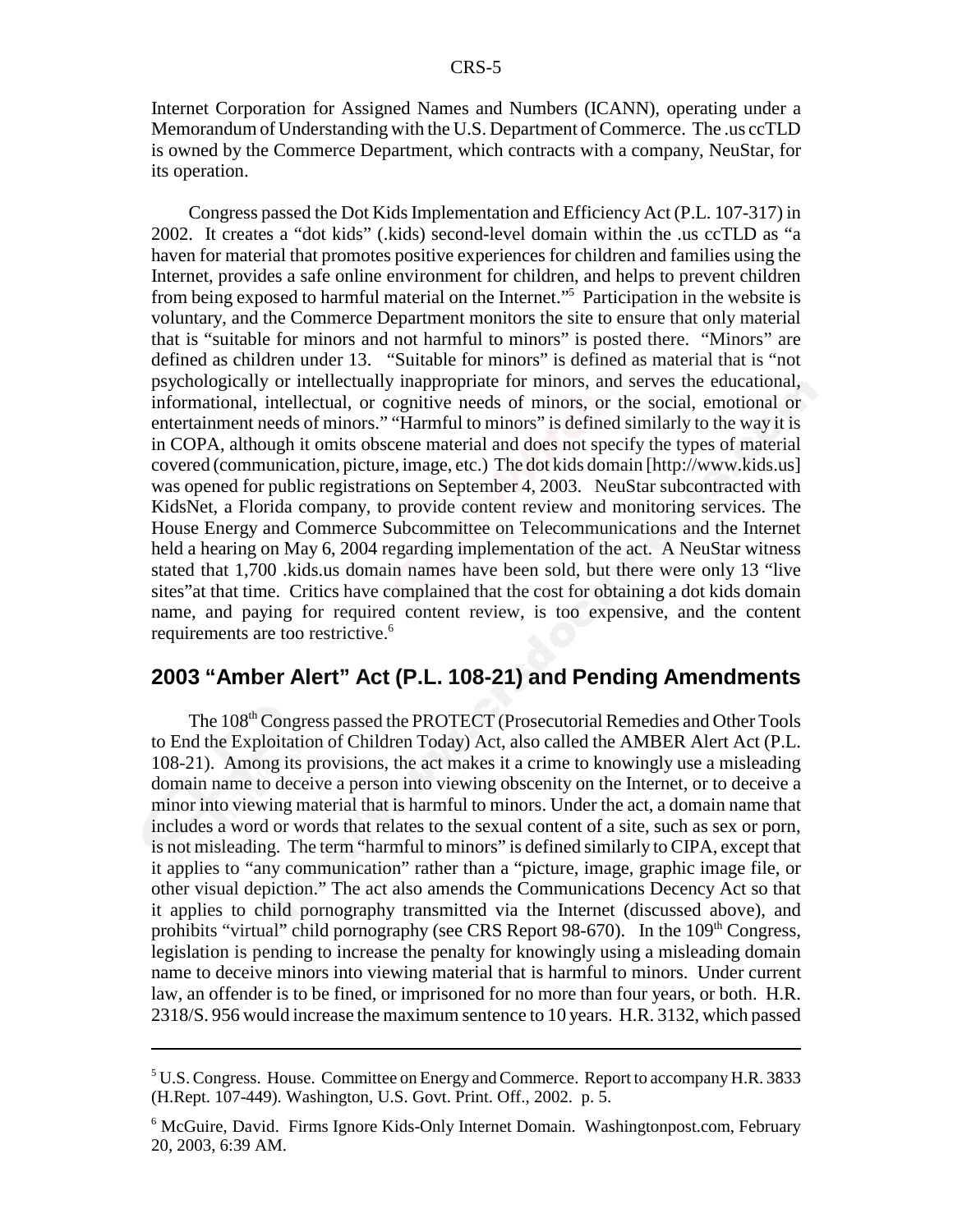Internet Corporation for Assigned Names and Numbers (ICANN), operating under a Memorandum of Understanding with the U.S. Department of Commerce. The .us ccTLD is owned by the Commerce Department, which contracts with a company, NeuStar, for its operation.

Congress passed the Dot Kids Implementation and Efficiency Act (P.L. 107-317) in 2002. It creates a "dot kids" (.kids) second-level domain within the .us ccTLD as "a haven for material that promotes positive experiences for children and families using the Internet, provides a safe online environment for children, and helps to prevent children from being exposed to harmful material on the Internet."[5] Participation in the website is voluntary, and the Commerce Department monitors the site to ensure that only material that is "suitable for minors and not harmful to minors" is posted there. "Minors" are defined as children under 13. "Suitable for minors" is defined as material that is "not psychologically or intellectually inappropriate for minors, and serves the educational, informational, intellectual, or cognitive needs of minors, or the social, emotional or entertainment needs of minors." "Harmful to minors" is defined similarly to the way it is in COPA, although it omits obscene material and does not specify the types of material covered (communication, picture, image, etc.) The dot kids domain [http://www.kids.us] was opened for public registrations on September 4, 2003. NeuStar subcontracted with KidsNet, a Florida company, to provide content review and monitoring services. The House Energy and Commerce Subcommittee on Telecommunications and the Internet held a hearing on May 6, 2004 regarding implementation of the act. A NeuStar witness stated that 1,700 .kids.us domain names have been sold, but there were only 13 "live sites" at that time. Critics have complained that the cost for obtaining a dot kids domain name, and paying for required content review, is too expensive, and the content requirements are too restrictive.[6]

## 2003 "Amber Alert" Act (P.L. 108-21) and Pending Amendments

The 108th Congress passed the PROTECT (Prosecutorial Remedies and Other Tools to End the Exploitation of Children Today) Act, also called the AMBER Alert Act (P.L. 108-21). Among its provisions, the act makes it a crime to knowingly use a misleading domain name to deceive a person into viewing obscenity on the Internet, or to deceive a minor into viewing material that is harmful to minors. Under the act, a domain name that includes a word or words that relates to the sexual content of a site, such as sex or porn, is not misleading. The term "harmful to minors" is defined similarly to CIPA, except that it applies to "any communication" rather than a "picture, image, graphic image file, or other visual depiction." The act also amends the Communications Decency Act so that it applies to child pornography transmitted via the Internet (discussed above), and prohibits "virtual" child pornography (see CRS Report 98-670). In the 109th Congress, legislation is pending to increase the penalty for knowingly using a misleading domain name to deceive minors into viewing material that is harmful to minors. Under current law, an offender is to be fined, or imprisoned for no more than four years, or both. H.R. 2318/S. 956 would increase the maximum sentence to 10 years. H.R. 3132, which passed

---

[5] U.S. Congress. House. Committee on Energy and Commerce. Report to accompany H.R. 3833 (H.Rept. 107-449). Washington, U.S. Govt. Print. Off., 2002. p. 5.

[6] McGuire, David. Firms Ignore Kids-Only Internet Domain. Washingtonpost.com, February 20, 2003, 6:39 AM.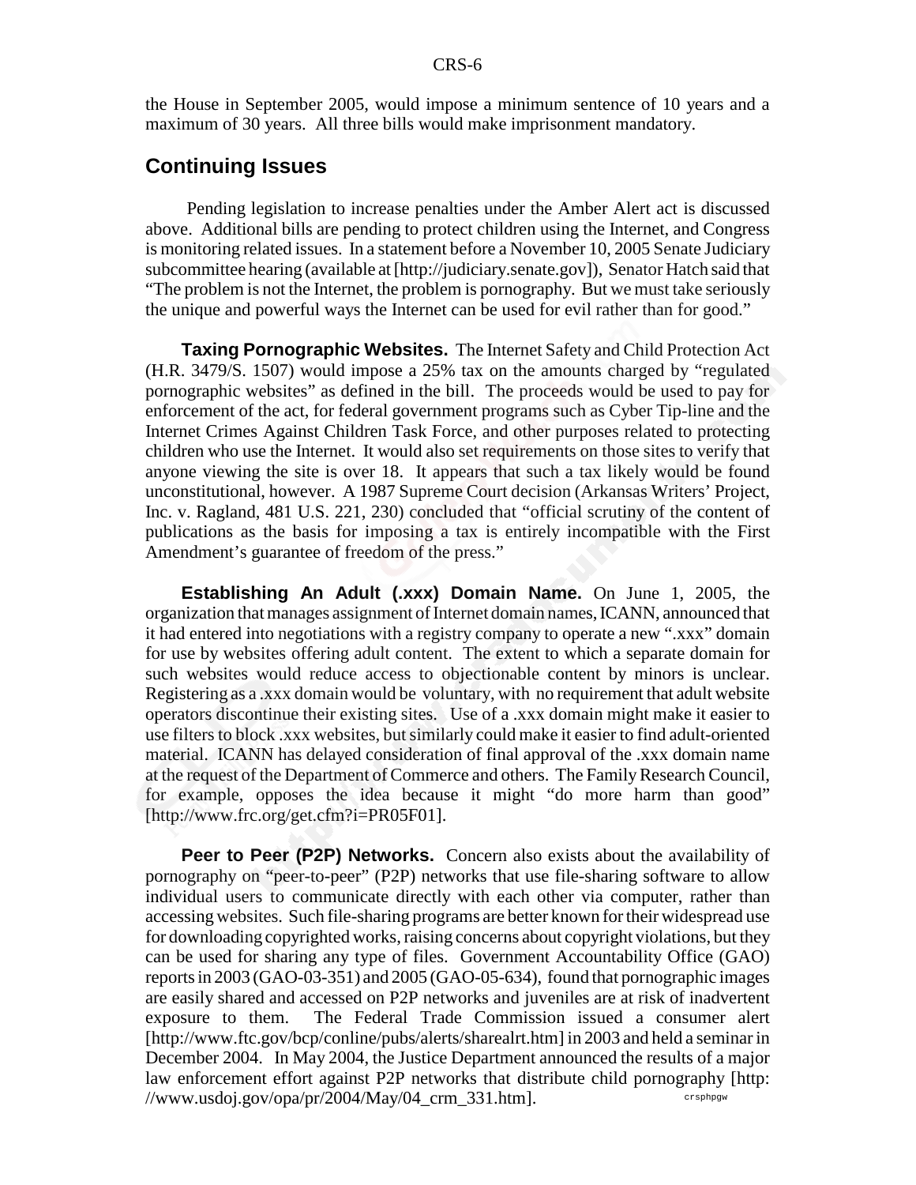the House in September 2005, would impose a minimum sentence of 10 years and a maximum of 30 years. All three bills would make imprisonment mandatory.

## Continuing Issues

Pending legislation to increase penalties under the Amber Alert act is discussed above. Additional bills are pending to protect children using the Internet, and Congress is monitoring related issues. In a statement before a November 10, 2005 Senate Judiciary subcommittee hearing (available at [http://judiciary.senate.gov]), Senator Hatch said that "The problem is not the Internet, the problem is pornography. But we must take seriously the unique and powerful ways the Internet can be used for evil rather than for good."

**Taxing Pornographic Websites.** The Internet Safety and Child Protection Act (H.R. 3479/S. 1507) would impose a 25% tax on the amounts charged by "regulated pornographic websites" as defined in the bill. The proceeds would be used to pay for enforcement of the act, for federal government programs such as Cyber Tip-line and the Internet Crimes Against Children Task Force, and other purposes related to protecting children who use the Internet. It would also set requirements on those sites to verify that anyone viewing the site is over 18. It appears that such a tax likely would be found unconstitutional, however. A 1987 Supreme Court decision (Arkansas Writers' Project, Inc. v. Ragland, 481 U.S. 221, 230) concluded that "official scrutiny of the content of publications as the basis for imposing a tax is entirely incompatible with the First Amendment's guarantee of freedom of the press."

**Establishing An Adult (.xxx) Domain Name.** On June 1, 2005, the organization that manages assignment of Internet domain names, ICANN, announced that it had entered into negotiations with a registry company to operate a new ".xxx" domain for use by websites offering adult content. The extent to which a separate domain for such websites would reduce access to objectionable content by minors is unclear. Registering as a .xxx domain would be voluntary, with no requirement that adult website operators discontinue their existing sites. Use of a .xxx domain might make it easier to use filters to block .xxx websites, but similarly could make it easier to find adult-oriented material. ICANN has delayed consideration of final approval of the .xxx domain name at the request of the Department of Commerce and others. The Family Research Council, for example, opposes the idea because it might "do more harm than good" [http://www.frc.org/get.cfm?i=PR05F01].

**Peer to Peer (P2P) Networks.** Concern also exists about the availability of pornography on "peer-to-peer" (P2P) networks that use file-sharing software to allow individual users to communicate directly with each other via computer, rather than accessing websites. Such file-sharing programs are better known for their widespread use for downloading copyrighted works, raising concerns about copyright violations, but they can be used for sharing any type of files. Government Accountability Office (GAO) reports in 2003 (GAO-03-351) and 2005 (GAO-05-634), found that pornographic images are easily shared and accessed on P2P networks and juveniles are at risk of inadvertent exposure to them. The Federal Trade Commission issued a consumer alert [http://www.ftc.gov/bcp/conline/pubs/alerts/sharealrt.htm] in 2003 and held a seminar in December 2004. In May 2004, the Justice Department announced the results of a major law enforcement effort against P2P networks that distribute child pornography [http://www.usdoj.gov/opa/pr/2004/May/04_crm_331.htm].